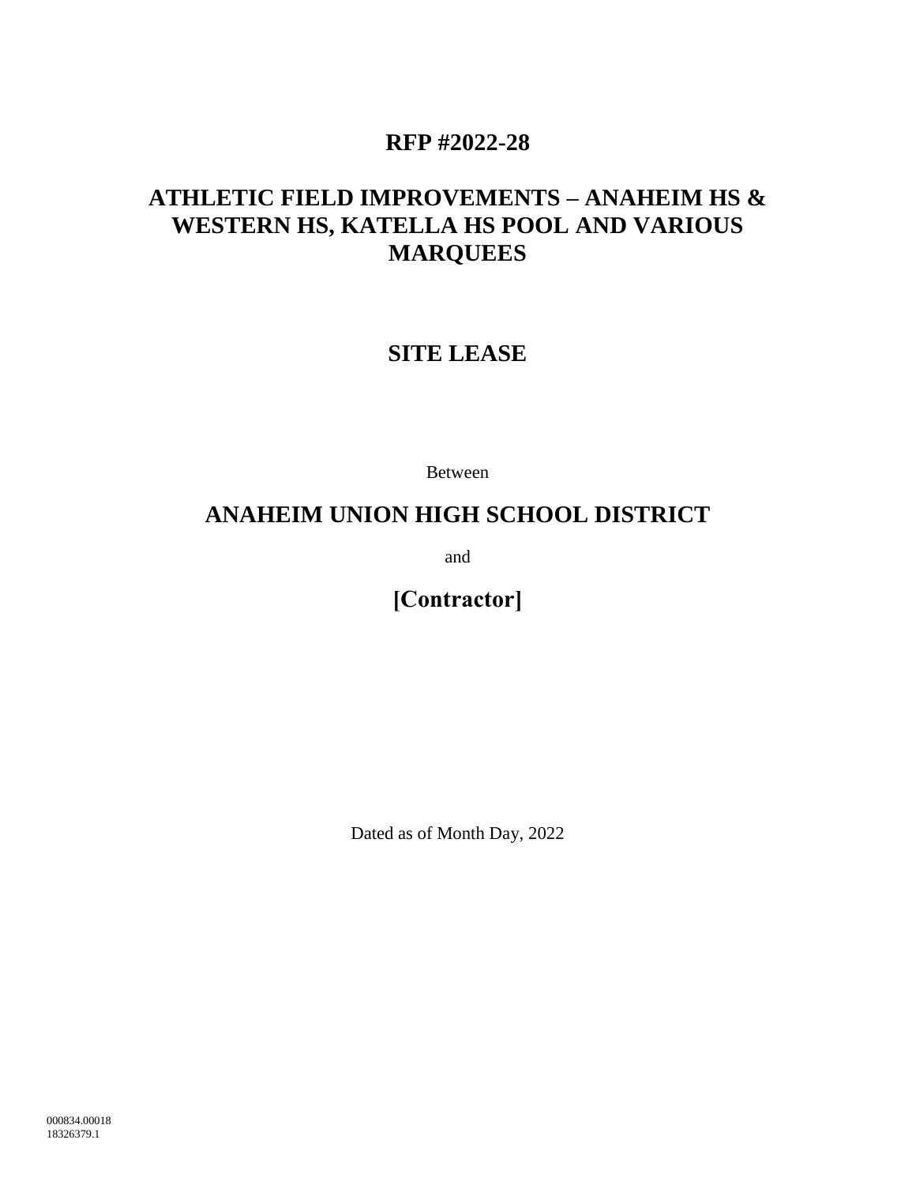# RFP #2022-28

# ATHLETIC FIELD IMPROVEMENTS – ANAHEIM HS & WESTERN HS, KATELLA HS POOL AND VARIOUS MARQUEES

# SITE LEASE

Between

## ANAHEIM UNION HIGH SCHOOL DISTRICT

and

## [Contractor]

Dated as of Month Day, 2022

000834.00018
18326379.1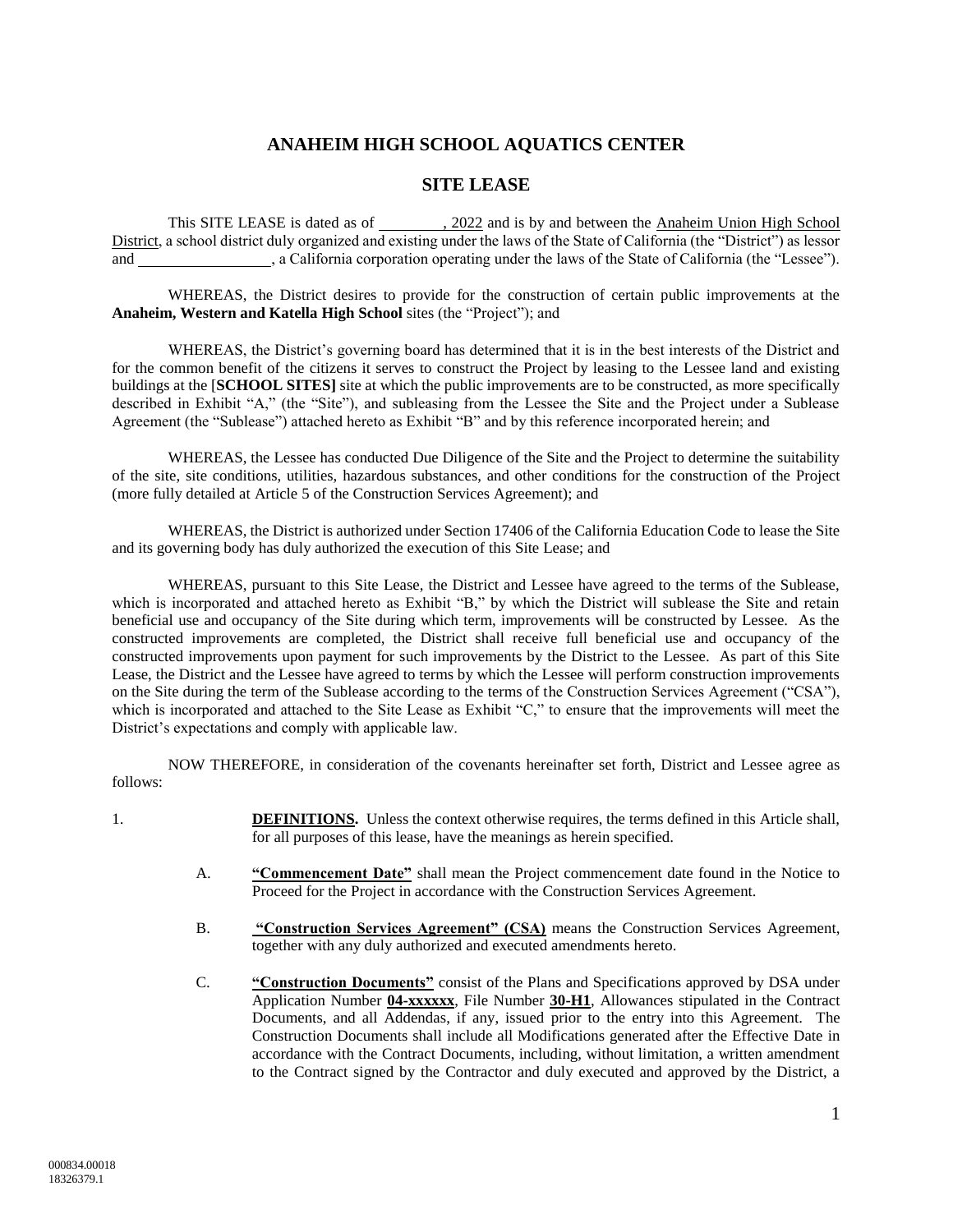# ANAHEIM HIGH SCHOOL AQUATICS CENTER

## SITE LEASE

This SITE LEASE is dated as of \_\_\_\_\_\_\_\_\_, 2022 and is by and between the Anaheim Union High School District, a school district duly organized and existing under the laws of the State of California (the "District") as lessor and \_\_\_\_\_\_\_\_\_\_\_\_\_\_\_\_\_, a California corporation operating under the laws of the State of California (the "Lessee").

WHEREAS, the District desires to provide for the construction of certain public improvements at the **Anaheim, Western and Katella High School** sites (the "Project"); and

WHEREAS, the District's governing board has determined that it is in the best interests of the District and for the common benefit of the citizens it serves to construct the Project by leasing to the Lessee land and existing buildings at the [**SCHOOL SITES]** site at which the public improvements are to be constructed, as more specifically described in Exhibit "A," (the "Site"), and subleasing from the Lessee the Site and the Project under a Sublease Agreement (the "Sublease") attached hereto as Exhibit "B" and by this reference incorporated herein; and

WHEREAS, the Lessee has conducted Due Diligence of the Site and the Project to determine the suitability of the site, site conditions, utilities, hazardous substances, and other conditions for the construction of the Project (more fully detailed at Article 5 of the Construction Services Agreement); and

WHEREAS, the District is authorized under Section 17406 of the California Education Code to lease the Site and its governing body has duly authorized the execution of this Site Lease; and

WHEREAS, pursuant to this Site Lease, the District and Lessee have agreed to the terms of the Sublease, which is incorporated and attached hereto as Exhibit "B," by which the District will sublease the Site and retain beneficial use and occupancy of the Site during which term, improvements will be constructed by Lessee. As the constructed improvements are completed, the District shall receive full beneficial use and occupancy of the constructed improvements upon payment for such improvements by the District to the Lessee. As part of this Site Lease, the District and the Lessee have agreed to terms by which the Lessee will perform construction improvements on the Site during the term of the Sublease according to the terms of the Construction Services Agreement ("CSA"), which is incorporated and attached to the Site Lease as Exhibit "C," to ensure that the improvements will meet the District's expectations and comply with applicable law.

NOW THEREFORE, in consideration of the covenants hereinafter set forth, District and Lessee agree as follows:

1. **DEFINITIONS.** Unless the context otherwise requires, the terms defined in this Article shall, for all purposes of this lease, have the meanings as herein specified.

   A. **"Commencement Date"** shall mean the Project commencement date found in the Notice to Proceed for the Project in accordance with the Construction Services Agreement.

   B. **"Construction Services Agreement" (CSA)** means the Construction Services Agreement, together with any duly authorized and executed amendments hereto.

   C. **"Construction Documents"** consist of the Plans and Specifications approved by DSA under Application Number **04-xxxxxx**, File Number **30-H1**, Allowances stipulated in the Contract Documents, and all Addendas, if any, issued prior to the entry into this Agreement. The Construction Documents shall include all Modifications generated after the Effective Date in accordance with the Contract Documents, including, without limitation, a written amendment to the Contract signed by the Contractor and duly executed and approved by the District, a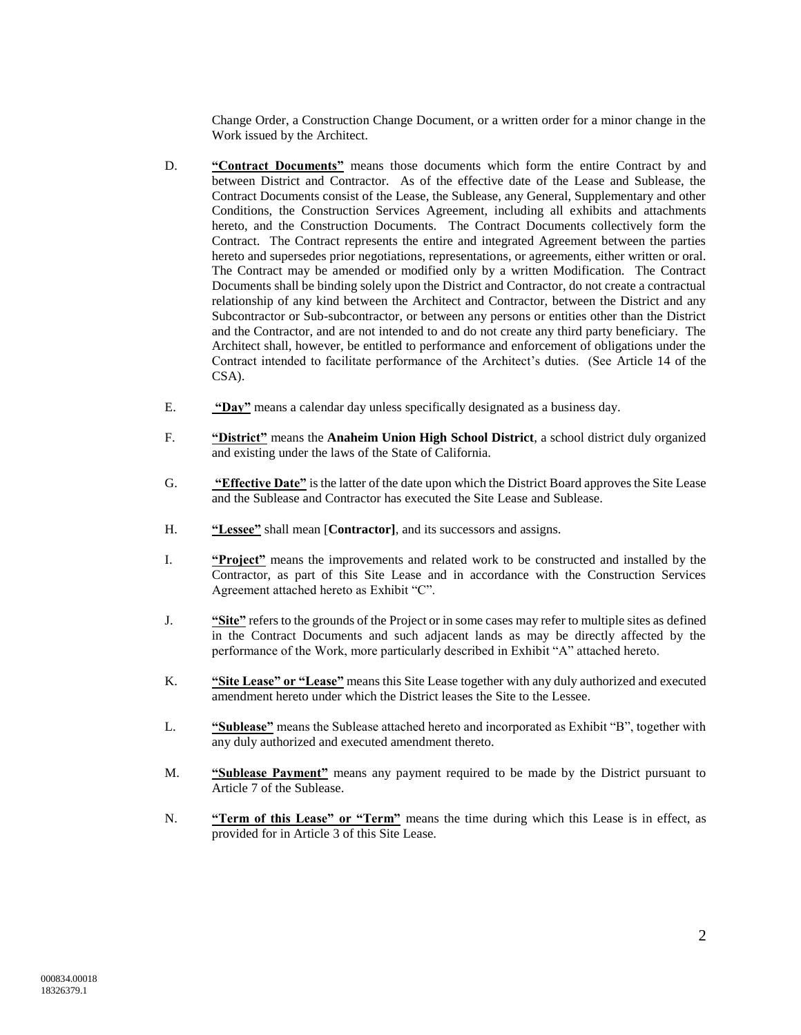Change Order, a Construction Change Document, or a written order for a minor change in the Work issued by the Architect.

D. **"Contract Documents"** means those documents which form the entire Contract by and between District and Contractor. As of the effective date of the Lease and Sublease, the Contract Documents consist of the Lease, the Sublease, any General, Supplementary and other Conditions, the Construction Services Agreement, including all exhibits and attachments hereto, and the Construction Documents. The Contract Documents collectively form the Contract. The Contract represents the entire and integrated Agreement between the parties hereto and supersedes prior negotiations, representations, or agreements, either written or oral. The Contract may be amended or modified only by a written Modification. The Contract Documents shall be binding solely upon the District and Contractor, do not create a contractual relationship of any kind between the Architect and Contractor, between the District and any Subcontractor or Sub-subcontractor, or between any persons or entities other than the District and the Contractor, and are not intended to and do not create any third party beneficiary. The Architect shall, however, be entitled to performance and enforcement of obligations under the Contract intended to facilitate performance of the Architect's duties. (See Article 14 of the CSA).

E. **"Day"** means a calendar day unless specifically designated as a business day.

F. **"District"** means the **Anaheim Union High School District**, a school district duly organized and existing under the laws of the State of California.

G. **"Effective Date"** is the latter of the date upon which the District Board approves the Site Lease and the Sublease and Contractor has executed the Site Lease and Sublease.

H. **"Lessee"** shall mean [**Contractor]**, and its successors and assigns.

I. **"Project"** means the improvements and related work to be constructed and installed by the Contractor, as part of this Site Lease and in accordance with the Construction Services Agreement attached hereto as Exhibit "C".

J. **"Site"** refers to the grounds of the Project or in some cases may refer to multiple sites as defined in the Contract Documents and such adjacent lands as may be directly affected by the performance of the Work, more particularly described in Exhibit "A" attached hereto.

K. **"Site Lease" or "Lease"** means this Site Lease together with any duly authorized and executed amendment hereto under which the District leases the Site to the Lessee.

L. **"Sublease"** means the Sublease attached hereto and incorporated as Exhibit "B", together with any duly authorized and executed amendment thereto.

M. **"Sublease Payment"** means any payment required to be made by the District pursuant to Article 7 of the Sublease.

N. **"Term of this Lease" or "Term"** means the time during which this Lease is in effect, as provided for in Article 3 of this Site Lease.

000834.00018
18326379.1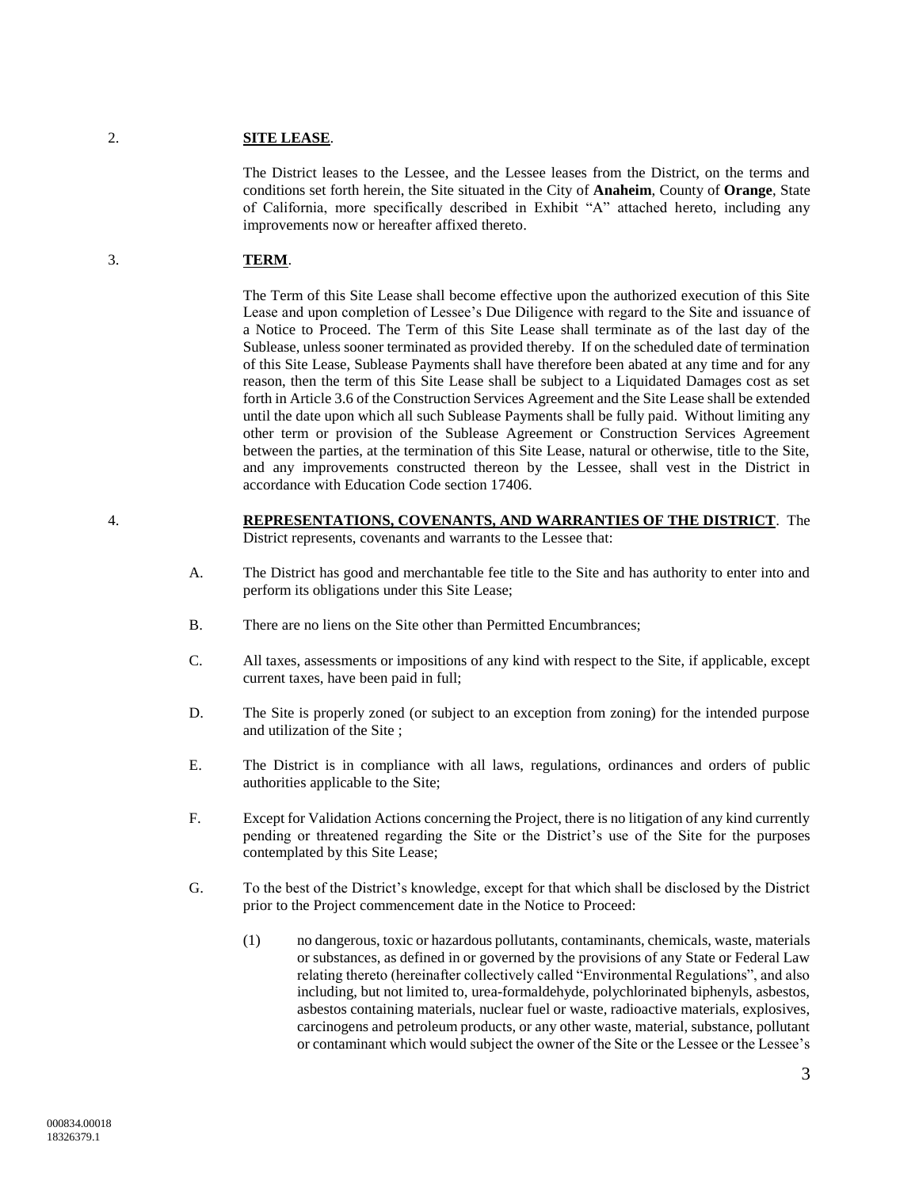2. **SITE LEASE**.

The District leases to the Lessee, and the Lessee leases from the District, on the terms and conditions set forth herein, the Site situated in the City of **Anaheim**, County of **Orange**, State of California, more specifically described in Exhibit "A" attached hereto, including any improvements now or hereafter affixed thereto.

3. **TERM**.

The Term of this Site Lease shall become effective upon the authorized execution of this Site Lease and upon completion of Lessee's Due Diligence with regard to the Site and issuance of a Notice to Proceed. The Term of this Site Lease shall terminate as of the last day of the Sublease, unless sooner terminated as provided thereby. If on the scheduled date of termination of this Site Lease, Sublease Payments shall have therefore been abated at any time and for any reason, then the term of this Site Lease shall be subject to a Liquidated Damages cost as set forth in Article 3.6 of the Construction Services Agreement and the Site Lease shall be extended until the date upon which all such Sublease Payments shall be fully paid. Without limiting any other term or provision of the Sublease Agreement or Construction Services Agreement between the parties, at the termination of this Site Lease, natural or otherwise, title to the Site, and any improvements constructed thereon by the Lessee, shall vest in the District in accordance with Education Code section 17406.

4. **REPRESENTATIONS, COVENANTS, AND WARRANTIES OF THE DISTRICT**. The District represents, covenants and warrants to the Lessee that:

A. The District has good and merchantable fee title to the Site and has authority to enter into and perform its obligations under this Site Lease;

B. There are no liens on the Site other than Permitted Encumbrances;

C. All taxes, assessments or impositions of any kind with respect to the Site, if applicable, except current taxes, have been paid in full;

D. The Site is properly zoned (or subject to an exception from zoning) for the intended purpose and utilization of the Site ;

E. The District is in compliance with all laws, regulations, ordinances and orders of public authorities applicable to the Site;

F. Except for Validation Actions concerning the Project, there is no litigation of any kind currently pending or threatened regarding the Site or the District's use of the Site for the purposes contemplated by this Site Lease;

G. To the best of the District's knowledge, except for that which shall be disclosed by the District prior to the Project commencement date in the Notice to Proceed:

(1) no dangerous, toxic or hazardous pollutants, contaminants, chemicals, waste, materials or substances, as defined in or governed by the provisions of any State or Federal Law relating thereto (hereinafter collectively called "Environmental Regulations", and also including, but not limited to, urea-formaldehyde, polychlorinated biphenyls, asbestos, asbestos containing materials, nuclear fuel or waste, radioactive materials, explosives, carcinogens and petroleum products, or any other waste, material, substance, pollutant or contaminant which would subject the owner of the Site or the Lessee or the Lessee's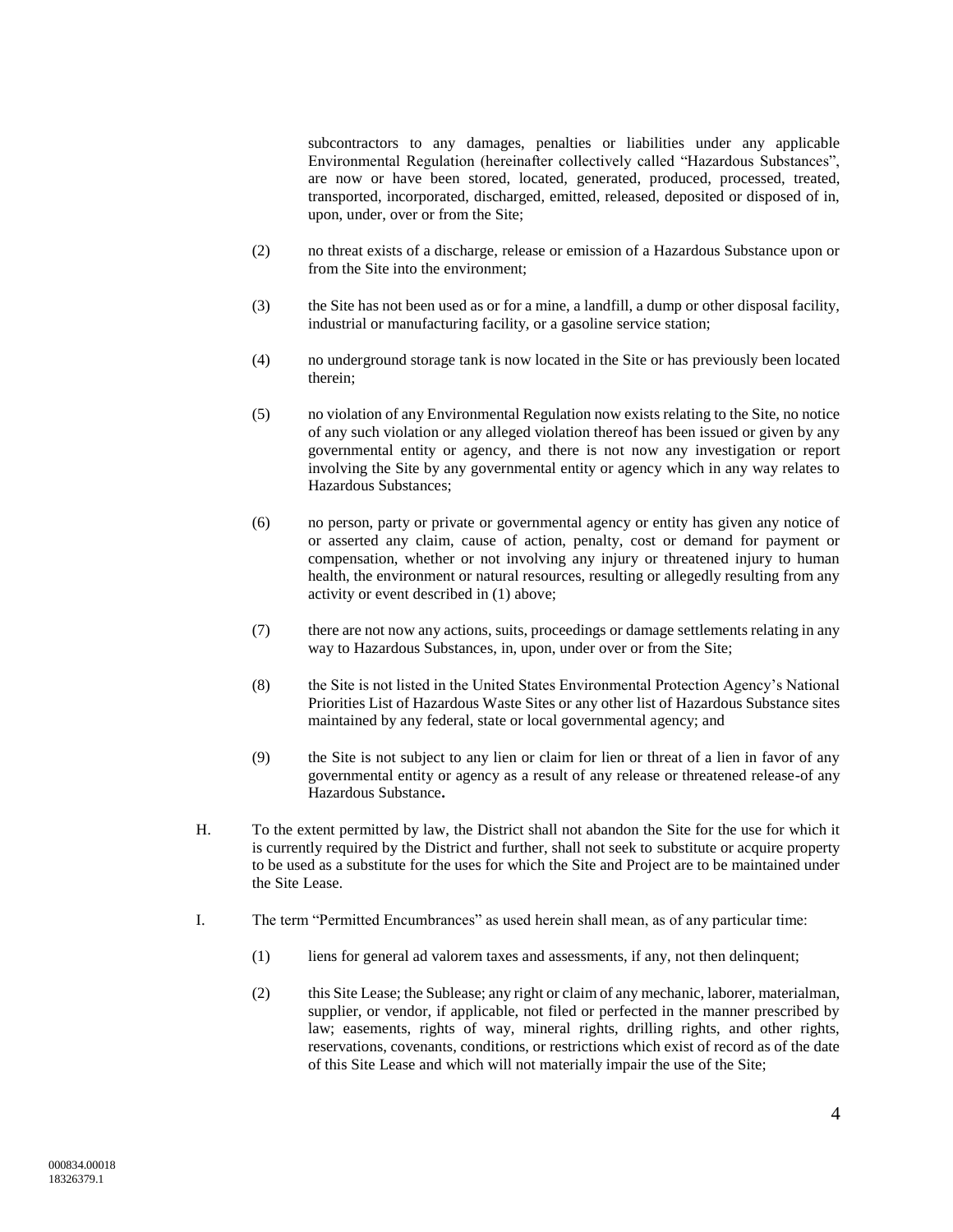subcontractors to any damages, penalties or liabilities under any applicable Environmental Regulation (hereinafter collectively called "Hazardous Substances", are now or have been stored, located, generated, produced, processed, treated, transported, incorporated, discharged, emitted, released, deposited or disposed of in, upon, under, over or from the Site;

(2) no threat exists of a discharge, release or emission of a Hazardous Substance upon or from the Site into the environment;

(3) the Site has not been used as or for a mine, a landfill, a dump or other disposal facility, industrial or manufacturing facility, or a gasoline service station;

(4) no underground storage tank is now located in the Site or has previously been located therein;

(5) no violation of any Environmental Regulation now exists relating to the Site, no notice of any such violation or any alleged violation thereof has been issued or given by any governmental entity or agency, and there is not now any investigation or report involving the Site by any governmental entity or agency which in any way relates to Hazardous Substances;

(6) no person, party or private or governmental agency or entity has given any notice of or asserted any claim, cause of action, penalty, cost or demand for payment or compensation, whether or not involving any injury or threatened injury to human health, the environment or natural resources, resulting or allegedly resulting from any activity or event described in (1) above;

(7) there are not now any actions, suits, proceedings or damage settlements relating in any way to Hazardous Substances, in, upon, under over or from the Site;

(8) the Site is not listed in the United States Environmental Protection Agency's National Priorities List of Hazardous Waste Sites or any other list of Hazardous Substance sites maintained by any federal, state or local governmental agency; and

(9) the Site is not subject to any lien or claim for lien or threat of a lien in favor of any governmental entity or agency as a result of any release or threatened release-of any Hazardous Substance**.**

H. To the extent permitted by law, the District shall not abandon the Site for the use for which it is currently required by the District and further, shall not seek to substitute or acquire property to be used as a substitute for the uses for which the Site and Project are to be maintained under the Site Lease.

I. The term "Permitted Encumbrances" as used herein shall mean, as of any particular time:

(1) liens for general ad valorem taxes and assessments, if any, not then delinquent;

(2) this Site Lease; the Sublease; any right or claim of any mechanic, laborer, materialman, supplier, or vendor, if applicable, not filed or perfected in the manner prescribed by law; easements, rights of way, mineral rights, drilling rights, and other rights, reservations, covenants, conditions, or restrictions which exist of record as of the date of this Site Lease and which will not materially impair the use of the Site;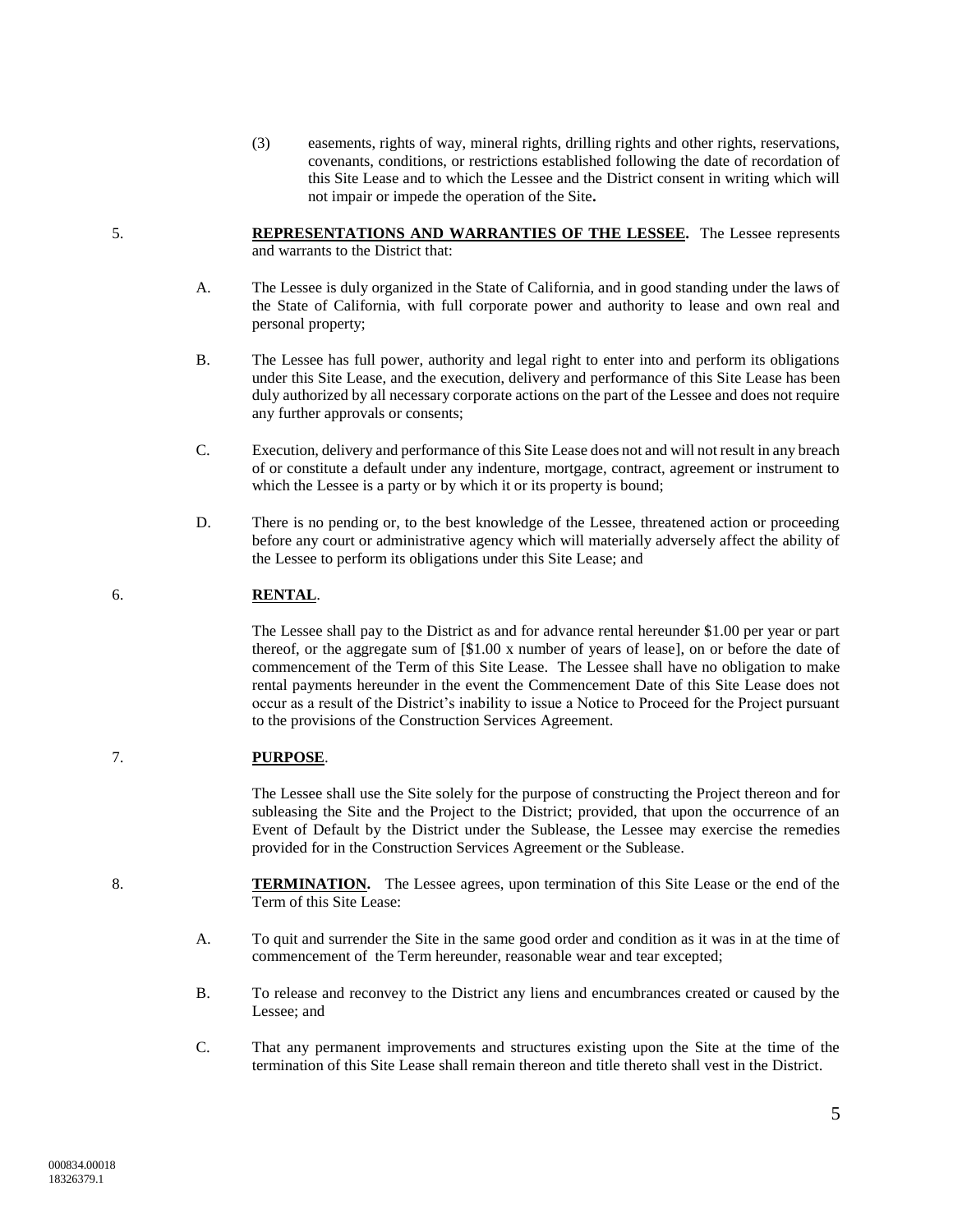(3) easements, rights of way, mineral rights, drilling rights and other rights, reservations, covenants, conditions, or restrictions established following the date of recordation of this Site Lease and to which the Lessee and the District consent in writing which will not impair or impede the operation of the Site**.**

5. **REPRESENTATIONS AND WARRANTIES OF THE LESSEE.** The Lessee represents and warrants to the District that:

A. The Lessee is duly organized in the State of California, and in good standing under the laws of the State of California, with full corporate power and authority to lease and own real and personal property;

B. The Lessee has full power, authority and legal right to enter into and perform its obligations under this Site Lease, and the execution, delivery and performance of this Site Lease has been duly authorized by all necessary corporate actions on the part of the Lessee and does not require any further approvals or consents;

C. Execution, delivery and performance of this Site Lease does not and will not result in any breach of or constitute a default under any indenture, mortgage, contract, agreement or instrument to which the Lessee is a party or by which it or its property is bound;

D. There is no pending or, to the best knowledge of the Lessee, threatened action or proceeding before any court or administrative agency which will materially adversely affect the ability of the Lessee to perform its obligations under this Site Lease; and

6. **RENTAL**.

The Lessee shall pay to the District as and for advance rental hereunder $1.00 per year or part thereof, or the aggregate sum of [$1.00 x number of years of lease], on or before the date of commencement of the Term of this Site Lease. The Lessee shall have no obligation to make rental payments hereunder in the event the Commencement Date of this Site Lease does not occur as a result of the District's inability to issue a Notice to Proceed for the Project pursuant to the provisions of the Construction Services Agreement.

7. **PURPOSE**.

The Lessee shall use the Site solely for the purpose of constructing the Project thereon and for subleasing the Site and the Project to the District; provided, that upon the occurrence of an Event of Default by the District under the Sublease, the Lessee may exercise the remedies provided for in the Construction Services Agreement or the Sublease.

8. **TERMINATION.** The Lessee agrees, upon termination of this Site Lease or the end of the Term of this Site Lease:

A. To quit and surrender the Site in the same good order and condition as it was in at the time of commencement of the Term hereunder, reasonable wear and tear excepted;

B. To release and reconvey to the District any liens and encumbrances created or caused by the Lessee; and

C. That any permanent improvements and structures existing upon the Site at the time of the termination of this Site Lease shall remain thereon and title thereto shall vest in the District.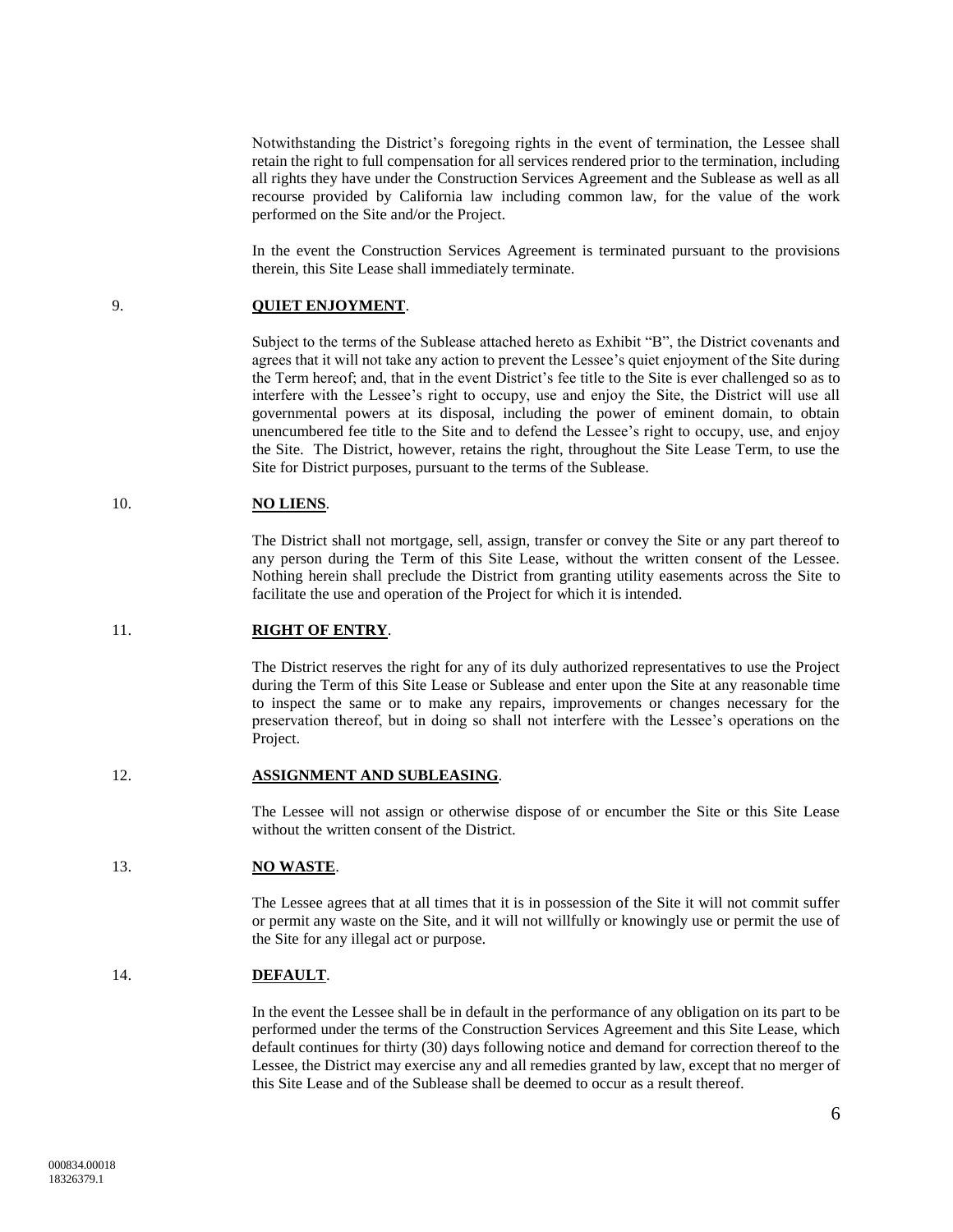Notwithstanding the District's foregoing rights in the event of termination, the Lessee shall retain the right to full compensation for all services rendered prior to the termination, including all rights they have under the Construction Services Agreement and the Sublease as well as all recourse provided by California law including common law, for the value of the work performed on the Site and/or the Project.

In the event the Construction Services Agreement is terminated pursuant to the provisions therein, this Site Lease shall immediately terminate.

9. **QUIET ENJOYMENT**.

Subject to the terms of the Sublease attached hereto as Exhibit "B", the District covenants and agrees that it will not take any action to prevent the Lessee's quiet enjoyment of the Site during the Term hereof; and, that in the event District's fee title to the Site is ever challenged so as to interfere with the Lessee's right to occupy, use and enjoy the Site, the District will use all governmental powers at its disposal, including the power of eminent domain, to obtain unencumbered fee title to the Site and to defend the Lessee's right to occupy, use, and enjoy the Site. The District, however, retains the right, throughout the Site Lease Term, to use the Site for District purposes, pursuant to the terms of the Sublease.

10. **NO LIENS**.

The District shall not mortgage, sell, assign, transfer or convey the Site or any part thereof to any person during the Term of this Site Lease, without the written consent of the Lessee. Nothing herein shall preclude the District from granting utility easements across the Site to facilitate the use and operation of the Project for which it is intended.

11. **RIGHT OF ENTRY**.

The District reserves the right for any of its duly authorized representatives to use the Project during the Term of this Site Lease or Sublease and enter upon the Site at any reasonable time to inspect the same or to make any repairs, improvements or changes necessary for the preservation thereof, but in doing so shall not interfere with the Lessee's operations on the Project.

12. **ASSIGNMENT AND SUBLEASING**.

The Lessee will not assign or otherwise dispose of or encumber the Site or this Site Lease without the written consent of the District.

13. **NO WASTE**.

The Lessee agrees that at all times that it is in possession of the Site it will not commit suffer or permit any waste on the Site, and it will not willfully or knowingly use or permit the use of the Site for any illegal act or purpose.

14. **DEFAULT**.

In the event the Lessee shall be in default in the performance of any obligation on its part to be performed under the terms of the Construction Services Agreement and this Site Lease, which default continues for thirty (30) days following notice and demand for correction thereof to the Lessee, the District may exercise any and all remedies granted by law, except that no merger of this Site Lease and of the Sublease shall be deemed to occur as a result thereof.

000834.00018
18326379.1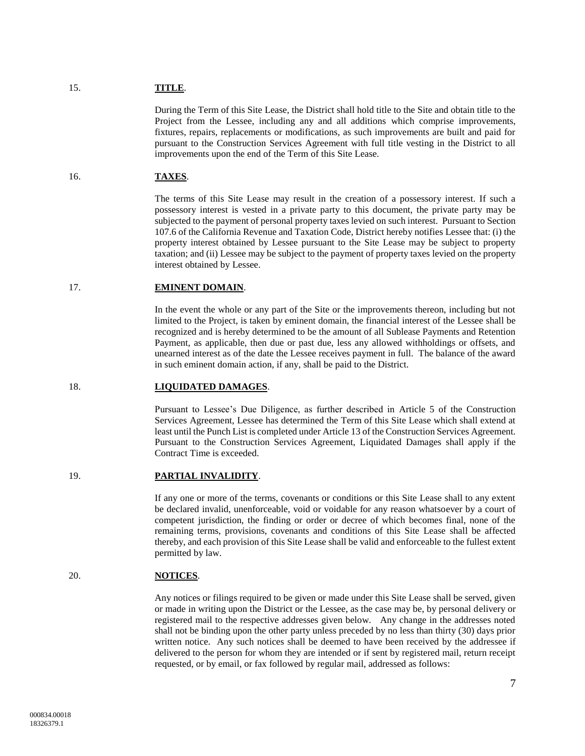15. **TITLE**.

During the Term of this Site Lease, the District shall hold title to the Site and obtain title to the Project from the Lessee, including any and all additions which comprise improvements, fixtures, repairs, replacements or modifications, as such improvements are built and paid for pursuant to the Construction Services Agreement with full title vesting in the District to all improvements upon the end of the Term of this Site Lease.

16. **TAXES**.

The terms of this Site Lease may result in the creation of a possessory interest. If such a possessory interest is vested in a private party to this document, the private party may be subjected to the payment of personal property taxes levied on such interest. Pursuant to Section 107.6 of the California Revenue and Taxation Code, District hereby notifies Lessee that: (i) the property interest obtained by Lessee pursuant to the Site Lease may be subject to property taxation; and (ii) Lessee may be subject to the payment of property taxes levied on the property interest obtained by Lessee.

17. **EMINENT DOMAIN**.

In the event the whole or any part of the Site or the improvements thereon, including but not limited to the Project, is taken by eminent domain, the financial interest of the Lessee shall be recognized and is hereby determined to be the amount of all Sublease Payments and Retention Payment, as applicable, then due or past due, less any allowed withholdings or offsets, and unearned interest as of the date the Lessee receives payment in full. The balance of the award in such eminent domain action, if any, shall be paid to the District.

18. **LIQUIDATED DAMAGES**.

Pursuant to Lessee's Due Diligence, as further described in Article 5 of the Construction Services Agreement, Lessee has determined the Term of this Site Lease which shall extend at least until the Punch List is completed under Article 13 of the Construction Services Agreement. Pursuant to the Construction Services Agreement, Liquidated Damages shall apply if the Contract Time is exceeded.

19. **PARTIAL INVALIDITY**.

If any one or more of the terms, covenants or conditions or this Site Lease shall to any extent be declared invalid, unenforceable, void or voidable for any reason whatsoever by a court of competent jurisdiction, the finding or order or decree of which becomes final, none of the remaining terms, provisions, covenants and conditions of this Site Lease shall be affected thereby, and each provision of this Site Lease shall be valid and enforceable to the fullest extent permitted by law.

20. **NOTICES**.

Any notices or filings required to be given or made under this Site Lease shall be served, given or made in writing upon the District or the Lessee, as the case may be, by personal delivery or registered mail to the respective addresses given below. Any change in the addresses noted shall not be binding upon the other party unless preceded by no less than thirty (30) days prior written notice. Any such notices shall be deemed to have been received by the addressee if delivered to the person for whom they are intended or if sent by registered mail, return receipt requested, or by email, or fax followed by regular mail, addressed as follows: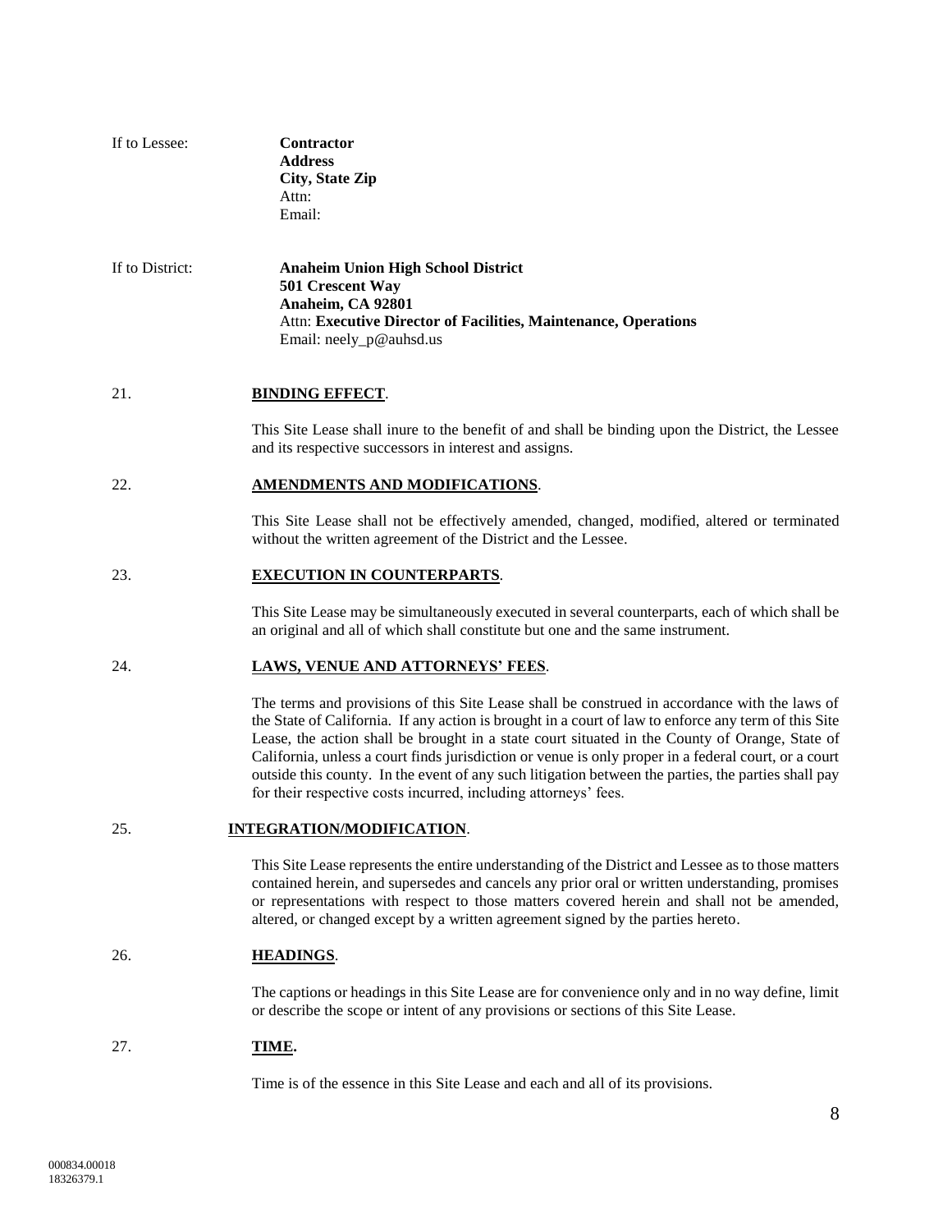If to Lessee: **Contractor**
**Address**
**City, State Zip**
Attn:
Email:

If to District: **Anaheim Union High School District**
**501 Crescent Way**
**Anaheim, CA 92801**
Attn: **Executive Director of Facilities, Maintenance, Operations**
Email: neely_p@auhsd.us

21. **BINDING EFFECT**.

This Site Lease shall inure to the benefit of and shall be binding upon the District, the Lessee and its respective successors in interest and assigns.

22. **AMENDMENTS AND MODIFICATIONS**.

This Site Lease shall not be effectively amended, changed, modified, altered or terminated without the written agreement of the District and the Lessee.

23. **EXECUTION IN COUNTERPARTS**.

This Site Lease may be simultaneously executed in several counterparts, each of which shall be an original and all of which shall constitute but one and the same instrument.

24. **LAWS, VENUE AND ATTORNEYS' FEES**.

The terms and provisions of this Site Lease shall be construed in accordance with the laws of the State of California. If any action is brought in a court of law to enforce any term of this Site Lease, the action shall be brought in a state court situated in the County of Orange, State of California, unless a court finds jurisdiction or venue is only proper in a federal court, or a court outside this county. In the event of any such litigation between the parties, the parties shall pay for their respective costs incurred, including attorneys' fees.

25. **INTEGRATION/MODIFICATION**.

This Site Lease represents the entire understanding of the District and Lessee as to those matters contained herein, and supersedes and cancels any prior oral or written understanding, promises or representations with respect to those matters covered herein and shall not be amended, altered, or changed except by a written agreement signed by the parties hereto.

26. **HEADINGS**.

The captions or headings in this Site Lease are for convenience only and in no way define, limit or describe the scope or intent of any provisions or sections of this Site Lease.

27. **TIME.**

Time is of the essence in this Site Lease and each and all of its provisions.

000834.00018
18326379.1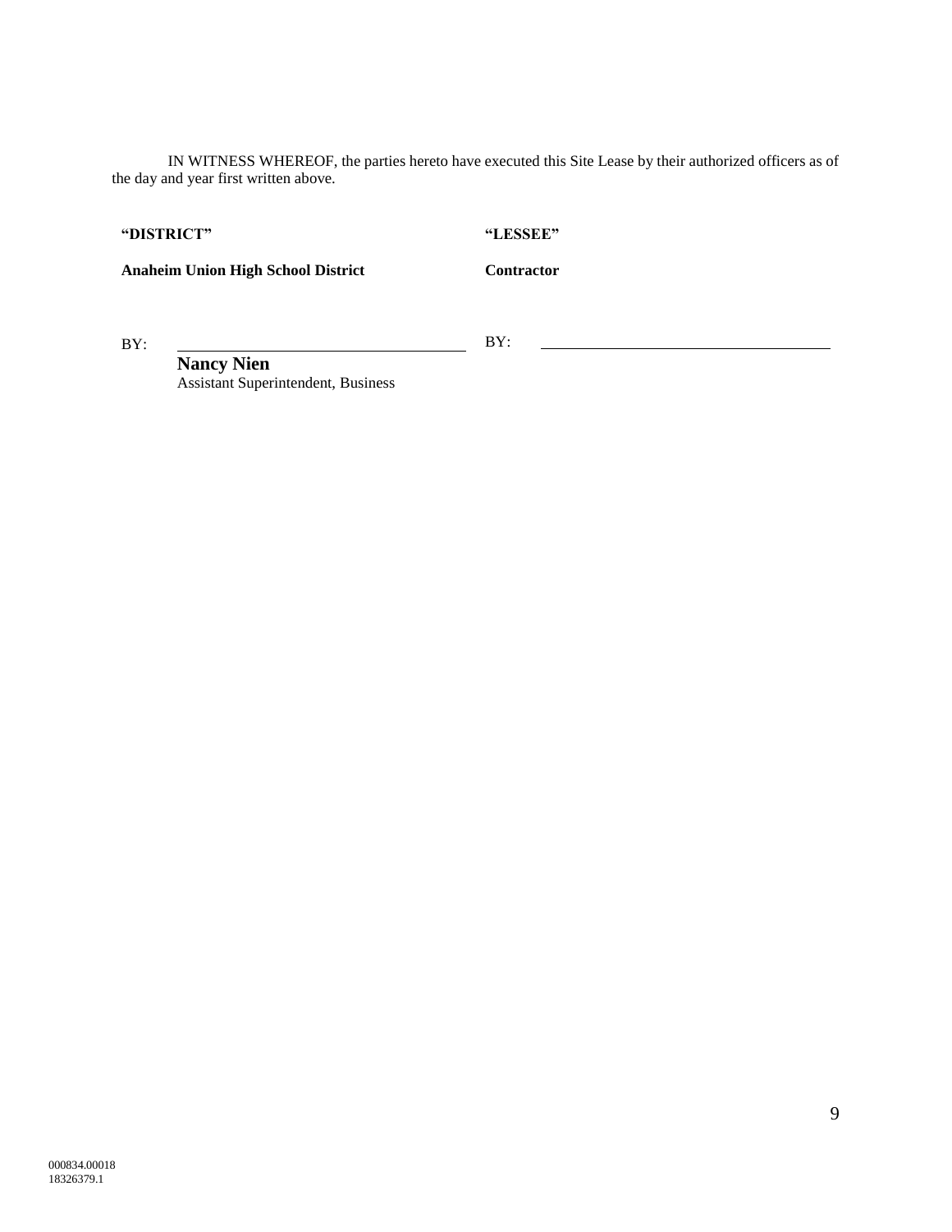IN WITNESS WHEREOF, the parties hereto have executed this Site Lease by their authorized officers as of the day and year first written above.

| **"DISTRICT"** | **"LESSEE"** |
|---|---|
| **Anaheim Union High School District** | **Contractor** |
| BY: ______________________________ | BY: ______________________________ |
| **Nancy Nien**<br>Assistant Superintendent, Business | |

000834.00018
18326379.1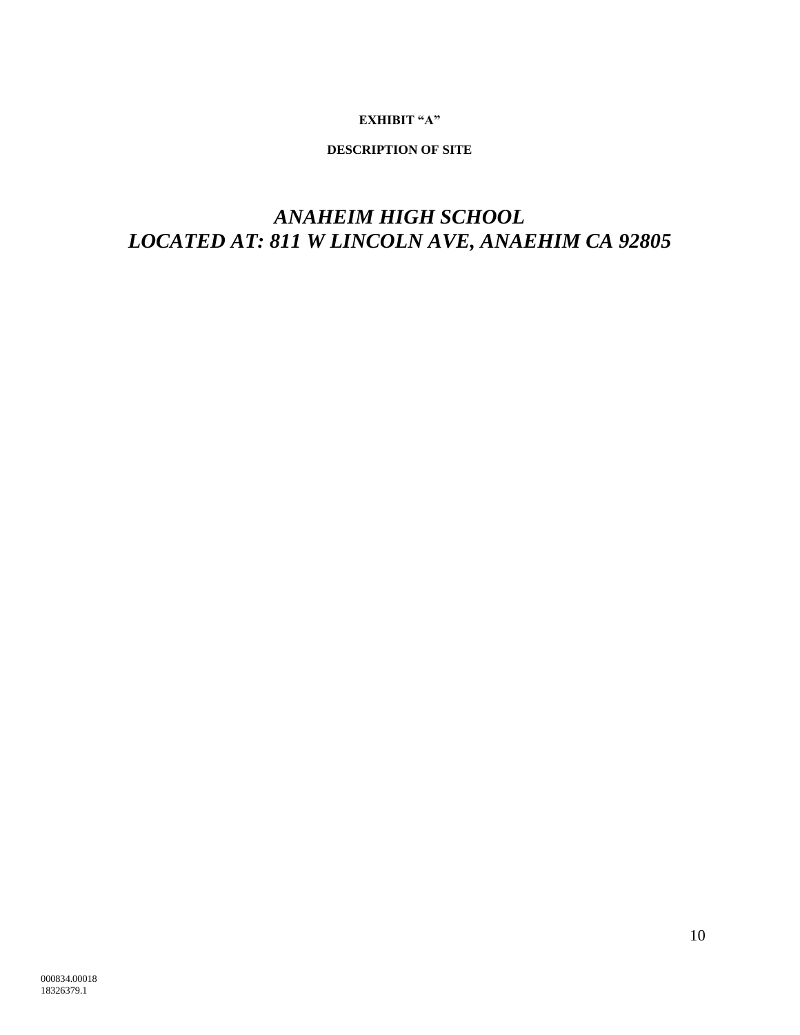**EXHIBIT “A”**

**DESCRIPTION OF SITE**

***ANAHEIM HIGH SCHOOL***
***LOCATED AT: 811 W LINCOLN AVE, ANAEHIM CA 92805***

000834.00018
18326379.1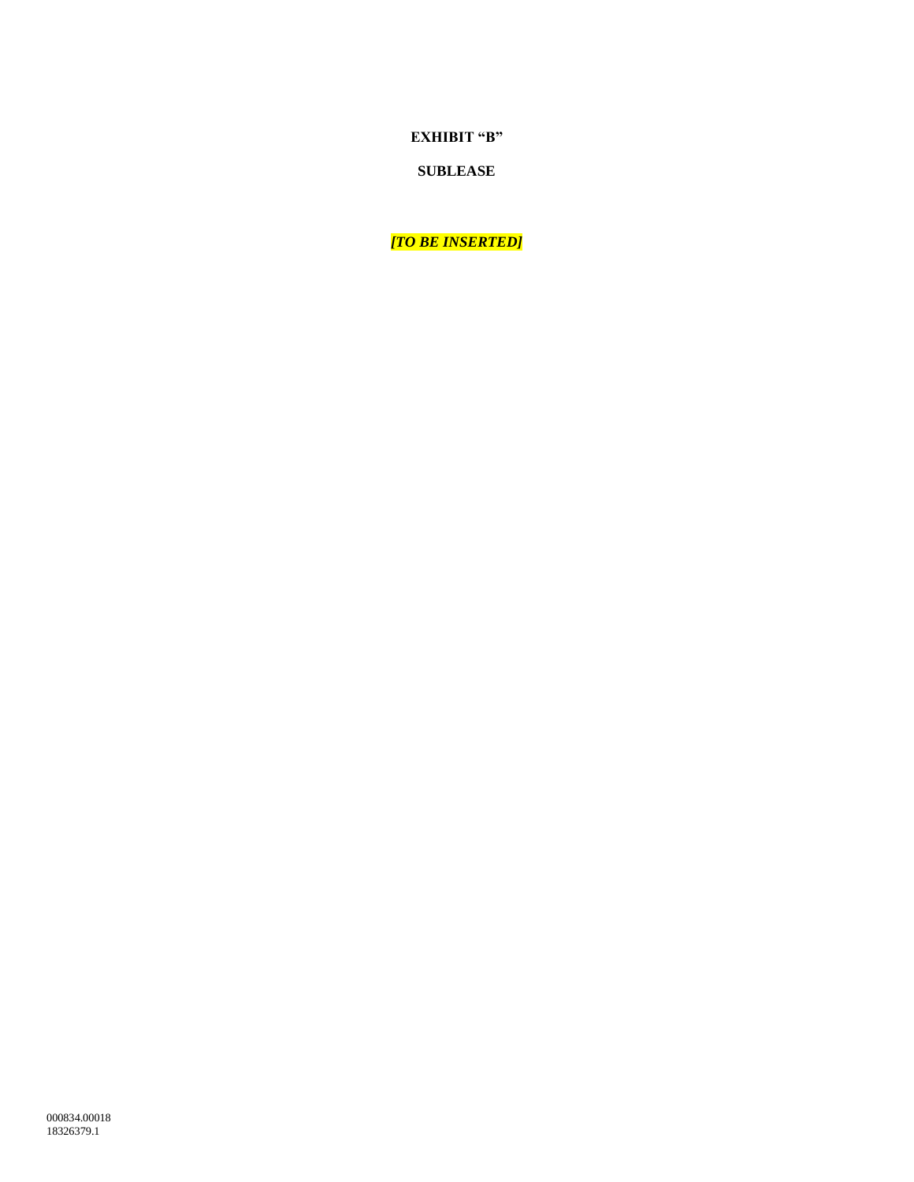**EXHIBIT "B"**

**SUBLEASE**

***[TO BE INSERTED]***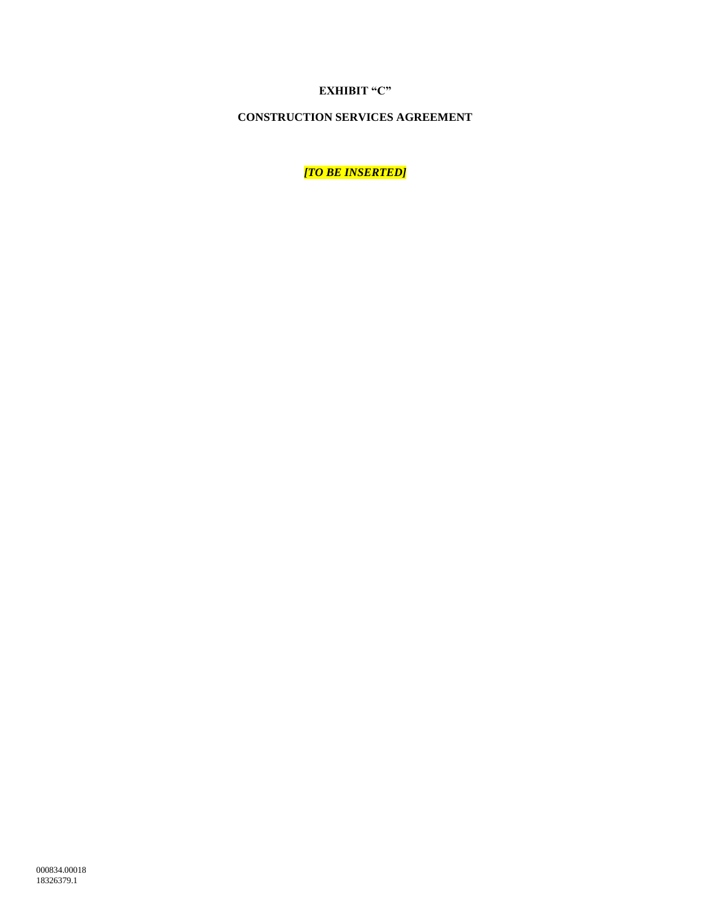**EXHIBIT "C"**

**CONSTRUCTION SERVICES AGREEMENT**

***[TO BE INSERTED]***

000834.00018
18326379.1